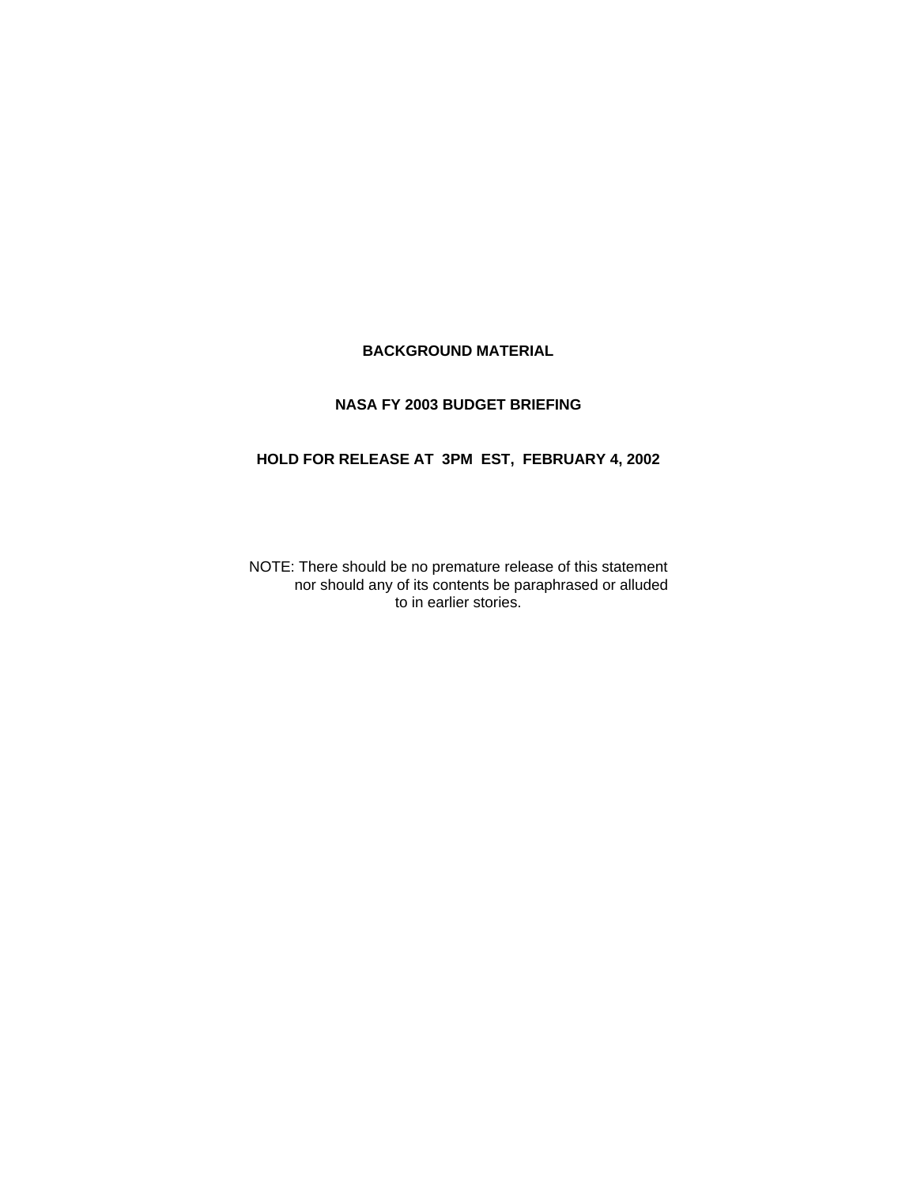**BACKGROUND MATERIAL**

**NASA FY 2003 BUDGET BRIEFING**

**HOLD FOR RELEASE AT 3PM EST, FEBRUARY 4, 2002**

NOTE: There should be no premature release of this statement nor should any of its contents be paraphrased or alluded to in earlier stories.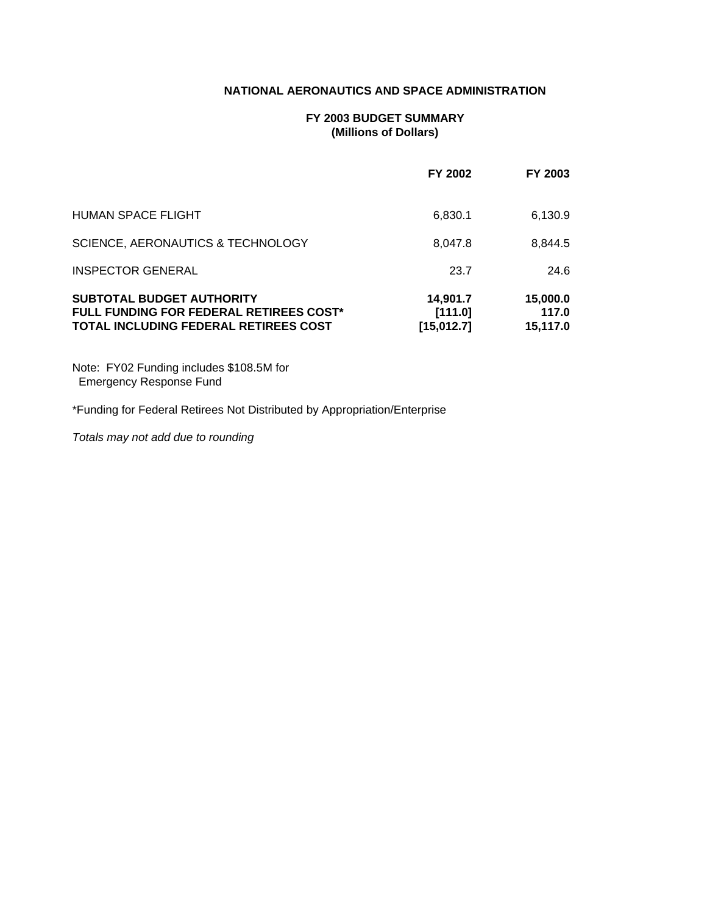**NATIONAL AERONAUTICS AND SPACE ADMINISTRATION**

**FY 2003 BUDGET SUMMARY**
**(Millions of Dollars)**

| | FY 2002 | FY 2003 |
|---|---|---|
| HUMAN SPACE FLIGHT | 6,830.1 | 6,130.9 |
| SCIENCE, AERONAUTICS & TECHNOLOGY | 8,047.8 | 8,844.5 |
| INSPECTOR GENERAL | 23.7 | 24.6 |
| **SUBTOTAL BUDGET AUTHORITY** | **14,901.7** | **15,000.0** |
| **FULL FUNDING FOR FEDERAL RETIREES COST*** | **[111.0]** | **117.0** |
| **TOTAL INCLUDING FEDERAL RETIREES COST** | **[15,012.7]** | **15,117.0** |

Note: FY02 Funding includes $108.5M for Emergency Response Fund

*Funding for Federal Retirees Not Distributed by Appropriation/Enterprise

*Totals may not add due to rounding*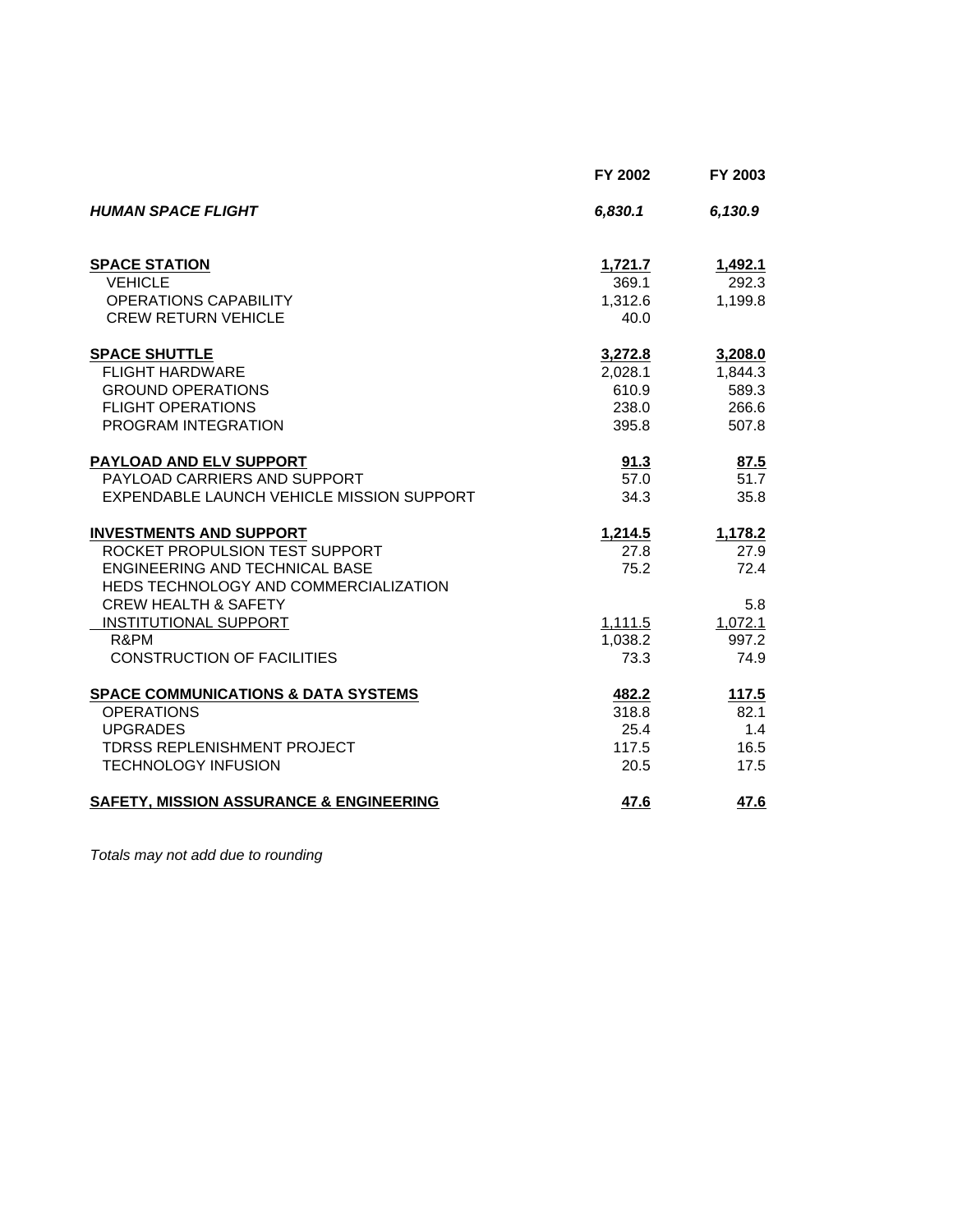| | FY 2002 | FY 2003 |
|---|---|---|
| ***HUMAN SPACE FLIGHT*** | ***6,830.1*** | ***6,130.9*** |
| | | |
| **SPACE STATION** | **1,721.7** | **1,492.1** |
| VEHICLE | 369.1 | 292.3 |
| OPERATIONS CAPABILITY | 1,312.6 | 1,199.8 |
| CREW RETURN VEHICLE | 40.0 | |
| | | |
| **SPACE SHUTTLE** | **3,272.8** | **3,208.0** |
| FLIGHT HARDWARE | 2,028.1 | 1,844.3 |
| GROUND OPERATIONS | 610.9 | 589.3 |
| FLIGHT OPERATIONS | 238.0 | 266.6 |
| PROGRAM INTEGRATION | 395.8 | 507.8 |
| | | |
| **PAYLOAD AND ELV SUPPORT** | **91.3** | **87.5** |
| PAYLOAD CARRIERS AND SUPPORT | 57.0 | 51.7 |
| EXPENDABLE LAUNCH VEHICLE MISSION SUPPORT | 34.3 | 35.8 |
| | | |
| **INVESTMENTS AND SUPPORT** | **1,214.5** | **1,178.2** |
| ROCKET PROPULSION TEST SUPPORT | 27.8 | 27.9 |
| ENGINEERING AND TECHNICAL BASE | 75.2 | 72.4 |
| HEDS TECHNOLOGY AND COMMERCIALIZATION | | |
| CREW HEALTH & SAFETY | | 5.8 |
| INSTITUTIONAL SUPPORT | 1,111.5 | 1,072.1 |
| R&PM | 1,038.2 | 997.2 |
| CONSTRUCTION OF FACILITIES | 73.3 | 74.9 |
| | | |
| **SPACE COMMUNICATIONS & DATA SYSTEMS** | **482.2** | **117.5** |
| OPERATIONS | 318.8 | 82.1 |
| UPGRADES | 25.4 | 1.4 |
| TDRSS REPLENISHMENT PROJECT | 117.5 | 16.5 |
| TECHNOLOGY INFUSION | 20.5 | 17.5 |
| | | |
| **SAFETY, MISSION ASSURANCE & ENGINEERING** | **47.6** | **47.6** |

*Totals may not add due to rounding*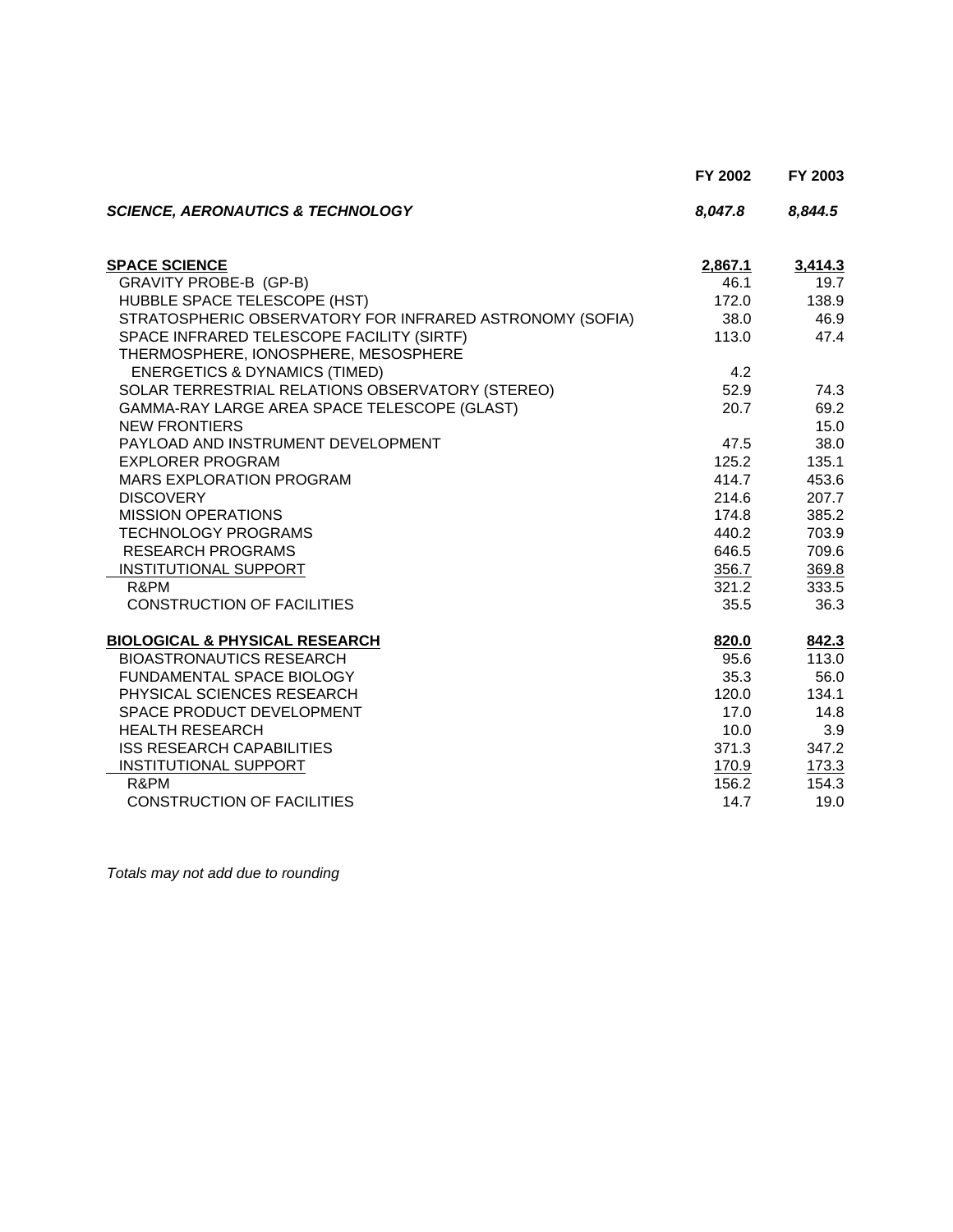| | FY 2002 | FY 2003 |
|---|---|---|
| ***SCIENCE, AERONAUTICS & TECHNOLOGY*** | ***8,047.8*** | ***8,844.5*** |
| | | |
| **<u>SPACE SCIENCE</u>** | **<u>2,867.1</u>** | **<u>3,414.3</u>** |
| GRAVITY PROBE-B (GP-B) | 46.1 | 19.7 |
| HUBBLE SPACE TELESCOPE (HST) | 172.0 | 138.9 |
| STRATOSPHERIC OBSERVATORY FOR INFRARED ASTRONOMY (SOFIA) | 38.0 | 46.9 |
| SPACE INFRARED TELESCOPE FACILITY (SIRTF) | 113.0 | 47.4 |
| THERMOSPHERE, IONOSPHERE, MESOSPHERE ENERGETICS & DYNAMICS (TIMED) | 4.2 | |
| SOLAR TERRESTRIAL RELATIONS OBSERVATORY (STEREO) | 52.9 | 74.3 |
| GAMMA-RAY LARGE AREA SPACE TELESCOPE (GLAST) | 20.7 | 69.2 |
| NEW FRONTIERS | | 15.0 |
| PAYLOAD AND INSTRUMENT DEVELOPMENT | 47.5 | 38.0 |
| EXPLORER PROGRAM | 125.2 | 135.1 |
| MARS EXPLORATION PROGRAM | 414.7 | 453.6 |
| DISCOVERY | 214.6 | 207.7 |
| MISSION OPERATIONS | 174.8 | 385.2 |
| TECHNOLOGY PROGRAMS | 440.2 | 703.9 |
| RESEARCH PROGRAMS | 646.5 | 709.6 |
| <u>INSTITUTIONAL SUPPORT</u> | <u>356.7</u> | <u>369.8</u> |
| R&PM | 321.2 | 333.5 |
| CONSTRUCTION OF FACILITIES | 35.5 | 36.3 |
| | | |
| **<u>BIOLOGICAL & PHYSICAL RESEARCH</u>** | **<u>820.0</u>** | **<u>842.3</u>** |
| BIOASTRONAUTICS RESEARCH | 95.6 | 113.0 |
| FUNDAMENTAL SPACE BIOLOGY | 35.3 | 56.0 |
| PHYSICAL SCIENCES RESEARCH | 120.0 | 134.1 |
| SPACE PRODUCT DEVELOPMENT | 17.0 | 14.8 |
| HEALTH RESEARCH | 10.0 | 3.9 |
| ISS RESEARCH CAPABILITIES | 371.3 | 347.2 |
| <u>INSTITUTIONAL SUPPORT</u> | <u>170.9</u> | <u>173.3</u> |
| R&PM | 156.2 | 154.3 |
| CONSTRUCTION OF FACILITIES | 14.7 | 19.0 |

*Totals may not add due to rounding*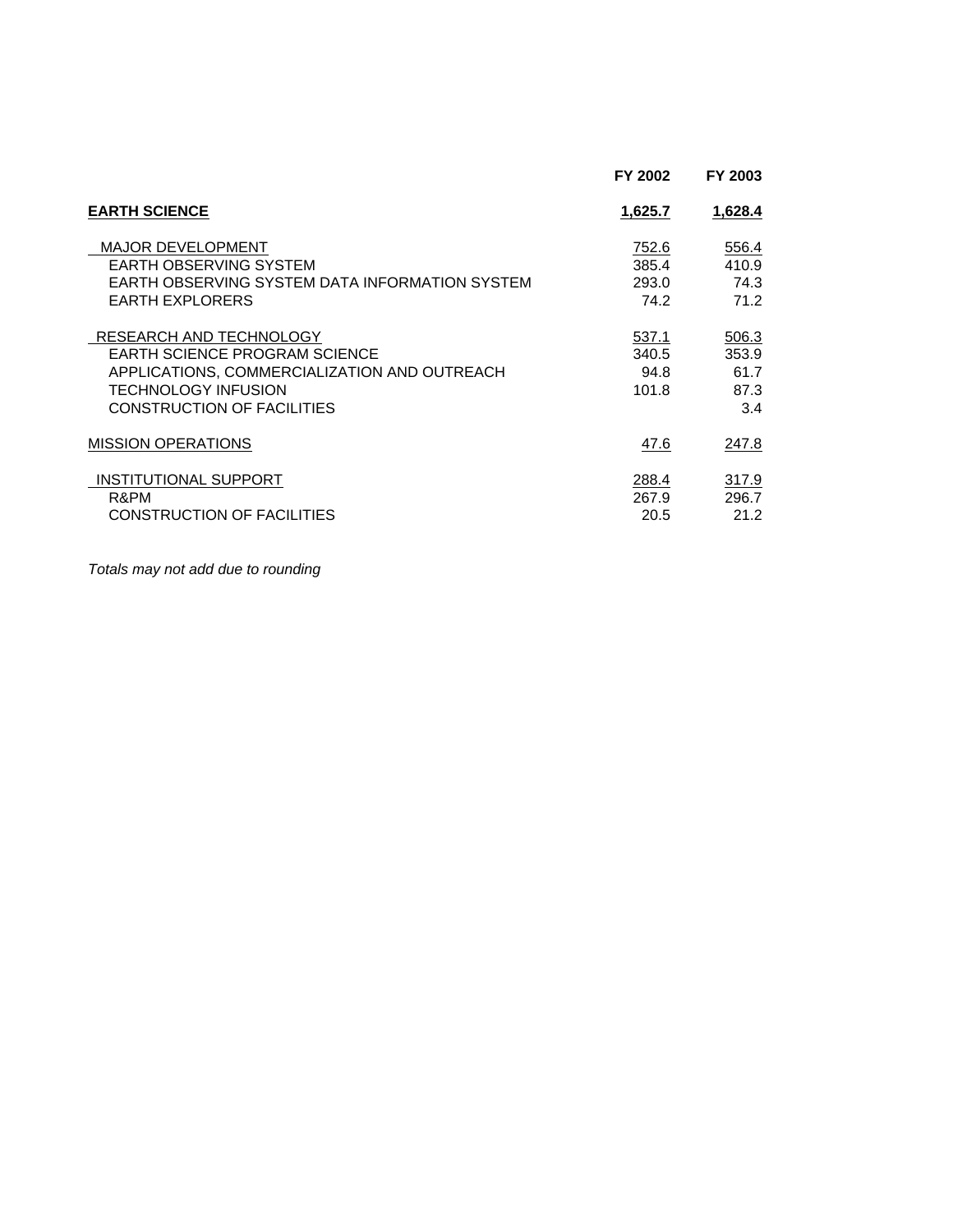| | FY 2002 | FY 2003 |
|---|---|---|
| **EARTH SCIENCE** | **1,625.7** | **1,628.4** |
| MAJOR DEVELOPMENT | 752.6 | 556.4 |
| EARTH OBSERVING SYSTEM | 385.4 | 410.9 |
| EARTH OBSERVING SYSTEM DATA INFORMATION SYSTEM | 293.0 | 74.3 |
| EARTH EXPLORERS | 74.2 | 71.2 |
| RESEARCH AND TECHNOLOGY | 537.1 | 506.3 |
| EARTH SCIENCE PROGRAM SCIENCE | 340.5 | 353.9 |
| APPLICATIONS, COMMERCIALIZATION AND OUTREACH | 94.8 | 61.7 |
| TECHNOLOGY INFUSION | 101.8 | 87.3 |
| CONSTRUCTION OF FACILITIES | | 3.4 |
| MISSION OPERATIONS | 47.6 | 247.8 |
| INSTITUTIONAL SUPPORT | 288.4 | 317.9 |
| R&PM | 267.9 | 296.7 |
| CONSTRUCTION OF FACILITIES | 20.5 | 21.2 |

*Totals may not add due to rounding*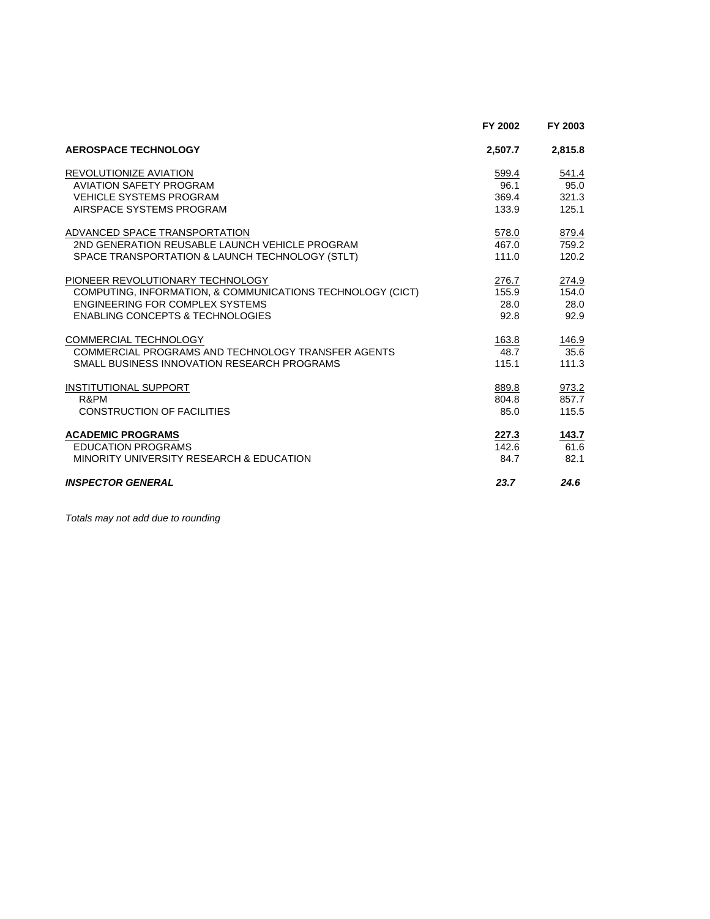| | FY 2002 | FY 2003 |
|---|---|---|
| **AEROSPACE TECHNOLOGY** | **2,507.7** | **2,815.8** |
| REVOLUTIONIZE AVIATION | 599.4 | 541.4 |
| AVIATION SAFETY PROGRAM | 96.1 | 95.0 |
| VEHICLE SYSTEMS PROGRAM | 369.4 | 321.3 |
| AIRSPACE SYSTEMS PROGRAM | 133.9 | 125.1 |
| ADVANCED SPACE TRANSPORTATION | 578.0 | 879.4 |
| 2ND GENERATION REUSABLE LAUNCH VEHICLE PROGRAM | 467.0 | 759.2 |
| SPACE TRANSPORTATION & LAUNCH TECHNOLOGY (STLT) | 111.0 | 120.2 |
| PIONEER REVOLUTIONARY TECHNOLOGY | 276.7 | 274.9 |
| COMPUTING, INFORMATION, & COMMUNICATIONS TECHNOLOGY (CICT) | 155.9 | 154.0 |
| ENGINEERING FOR COMPLEX SYSTEMS | 28.0 | 28.0 |
| ENABLING CONCEPTS & TECHNOLOGIES | 92.8 | 92.9 |
| COMMERCIAL TECHNOLOGY | 163.8 | 146.9 |
| COMMERCIAL PROGRAMS AND TECHNOLOGY TRANSFER AGENTS | 48.7 | 35.6 |
| SMALL BUSINESS INNOVATION RESEARCH PROGRAMS | 115.1 | 111.3 |
| INSTITUTIONAL SUPPORT | 889.8 | 973.2 |
| R&PM | 804.8 | 857.7 |
| CONSTRUCTION OF FACILITIES | 85.0 | 115.5 |
| **ACADEMIC PROGRAMS** | **227.3** | **143.7** |
| EDUCATION PROGRAMS | 142.6 | 61.6 |
| MINORITY UNIVERSITY RESEARCH & EDUCATION | 84.7 | 82.1 |
| ***INSPECTOR GENERAL*** | ***23.7*** | ***24.6*** |

*Totals may not add due to rounding*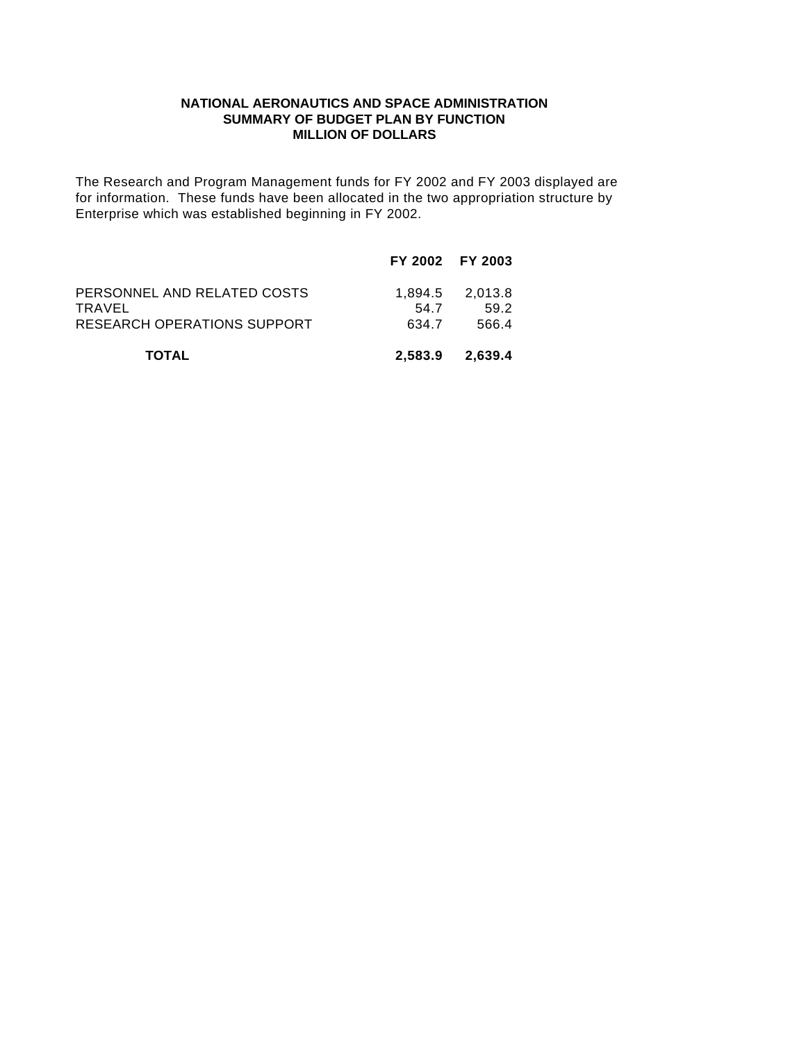**NATIONAL AERONAUTICS AND SPACE ADMINISTRATION**
**SUMMARY OF BUDGET PLAN BY FUNCTION**
**MILLION OF DOLLARS**

The Research and Program Management funds for FY 2002 and FY 2003 displayed are for information. These funds have been allocated in the two appropriation structure by Enterprise which was established beginning in FY 2002.

| | **FY 2002** | **FY 2003** |
|---|---|---|
| PERSONNEL AND RELATED COSTS | 1,894.5 | 2,013.8 |
| TRAVEL | 54.7 | 59.2 |
| RESEARCH OPERATIONS SUPPORT | 634.7 | 566.4 |
| **TOTAL** | **2,583.9** | **2,639.4** |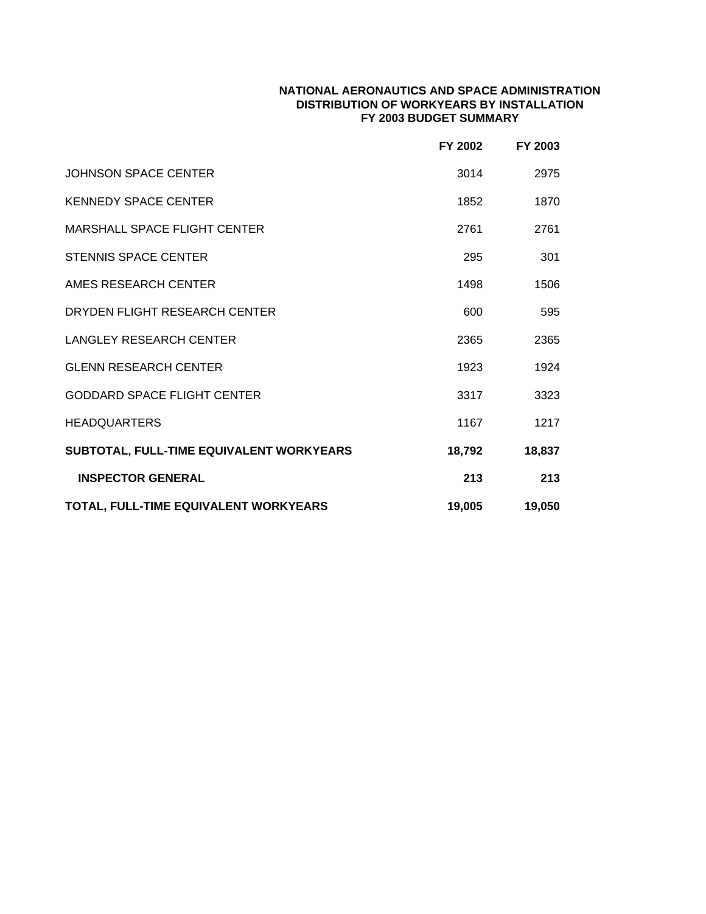**NATIONAL AERONAUTICS AND SPACE ADMINISTRATION**
**DISTRIBUTION OF WORKYEARS BY INSTALLATION**
**FY 2003 BUDGET SUMMARY**

| | FY 2002 | FY 2003 |
|---|---|---|
| JOHNSON SPACE CENTER | 3014 | 2975 |
| KENNEDY SPACE CENTER | 1852 | 1870 |
| MARSHALL SPACE FLIGHT CENTER | 2761 | 2761 |
| STENNIS SPACE CENTER | 295 | 301 |
| AMES RESEARCH CENTER | 1498 | 1506 |
| DRYDEN FLIGHT RESEARCH CENTER | 600 | 595 |
| LANGLEY RESEARCH CENTER | 2365 | 2365 |
| GLENN RESEARCH CENTER | 1923 | 1924 |
| GODDARD SPACE FLIGHT CENTER | 3317 | 3323 |
| HEADQUARTERS | 1167 | 1217 |
| **SUBTOTAL, FULL-TIME EQUIVALENT WORKYEARS** | **18,792** | **18,837** |
| **INSPECTOR GENERAL** | **213** | **213** |
| **TOTAL, FULL-TIME EQUIVALENT WORKYEARS** | **19,005** | **19,050** |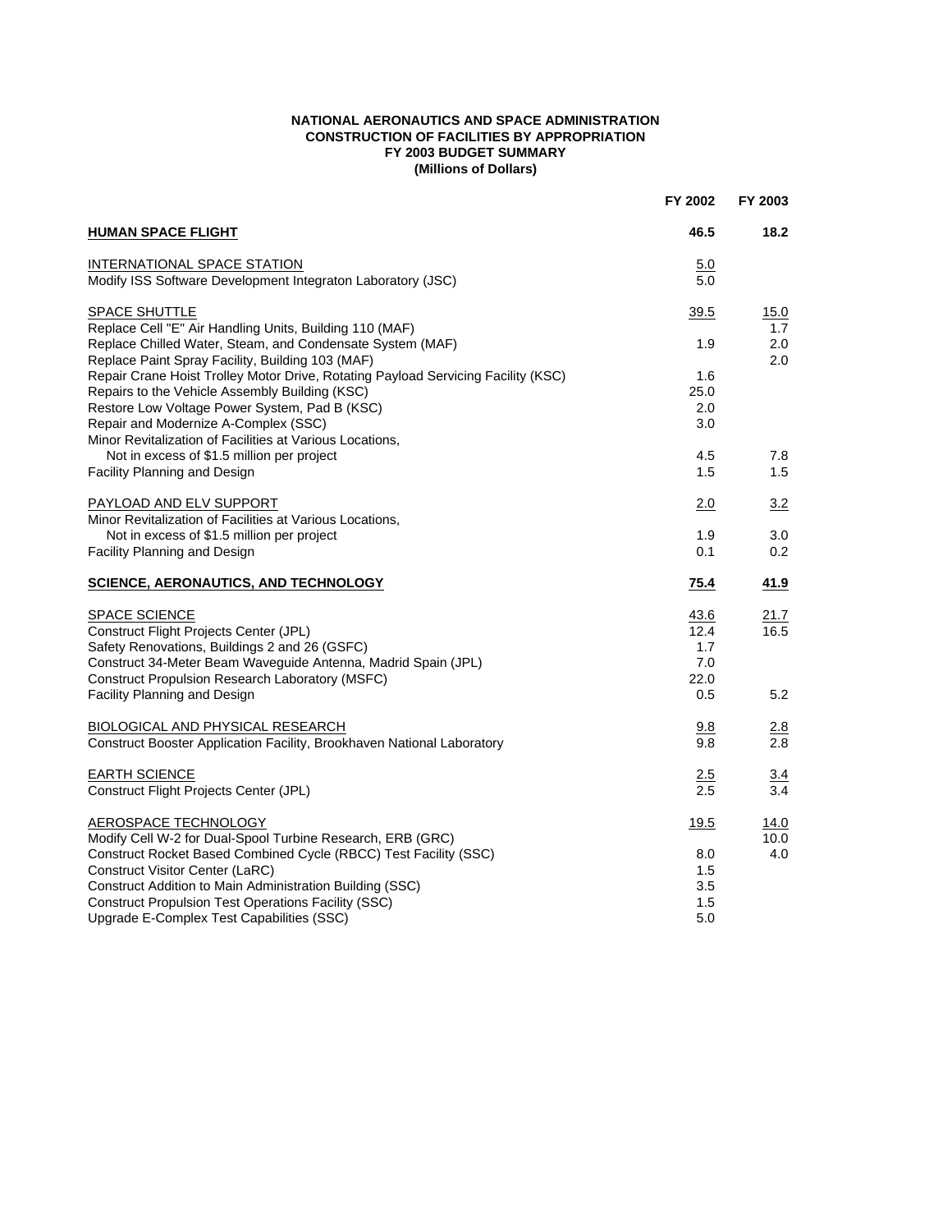**NATIONAL AERONAUTICS AND SPACE ADMINISTRATION**
**CONSTRUCTION OF FACILITIES BY APPROPRIATION**
**FY 2003 BUDGET SUMMARY**
**(Millions of Dollars)**

| | FY 2002 | FY 2003 |
|---|---|---|
| **HUMAN SPACE FLIGHT** | **46.5** | **18.2** |
| INTERNATIONAL SPACE STATION | 5.0 | |
| Modify ISS Software Development Integraton Laboratory (JSC) | 5.0 | |
| SPACE SHUTTLE | 39.5 | 15.0 |
| Replace Cell "E" Air Handling Units, Building 110 (MAF) | | 1.7 |
| Replace Chilled Water, Steam, and Condensate System (MAF) | 1.9 | 2.0 |
| Replace Paint Spray Facility, Building 103 (MAF) | | 2.0 |
| Repair Crane Hoist Trolley Motor Drive, Rotating Payload Servicing Facility (KSC) | 1.6 | |
| Repairs to the Vehicle Assembly Building (KSC) | 25.0 | |
| Restore Low Voltage Power System, Pad B (KSC) | 2.0 | |
| Repair and Modernize A-Complex (SSC) | 3.0 | |
| Minor Revitalization of Facilities at Various Locations, Not in excess of $1.5 million per project | 4.5 | 7.8 |
| Facility Planning and Design | 1.5 | 1.5 |
| PAYLOAD AND ELV SUPPORT | 2.0 | 3.2 |
| Minor Revitalization of Facilities at Various Locations, Not in excess of $1.5 million per project | 1.9 | 3.0 |
| Facility Planning and Design | 0.1 | 0.2 |
| **SCIENCE, AERONAUTICS, AND TECHNOLOGY** | **75.4** | **41.9** |
| SPACE SCIENCE | 43.6 | 21.7 |
| Construct Flight Projects Center (JPL) | 12.4 | 16.5 |
| Safety Renovations, Buildings 2 and 26 (GSFC) | 1.7 | |
| Construct 34-Meter Beam Waveguide Antenna, Madrid Spain (JPL) | 7.0 | |
| Construct Propulsion Research Laboratory (MSFC) | 22.0 | |
| Facility Planning and Design | 0.5 | 5.2 |
| BIOLOGICAL AND PHYSICAL RESEARCH | 9.8 | 2.8 |
| Construct Booster Application Facility, Brookhaven National Laboratory | 9.8 | 2.8 |
| EARTH SCIENCE | 2.5 | 3.4 |
| Construct Flight Projects Center (JPL) | 2.5 | 3.4 |
| AEROSPACE TECHNOLOGY | 19.5 | 14.0 |
| Modify Cell W-2 for Dual-Spool Turbine Research, ERB (GRC) | | 10.0 |
| Construct Rocket Based Combined Cycle (RBCC) Test Facility (SSC) | 8.0 | 4.0 |
| Construct Visitor Center (LaRC) | 1.5 | |
| Construct Addition to Main Administration Building (SSC) | 3.5 | |
| Construct Propulsion Test Operations Facility (SSC) | 1.5 | |
| Upgrade E-Complex Test Capabilities (SSC) | 5.0 | |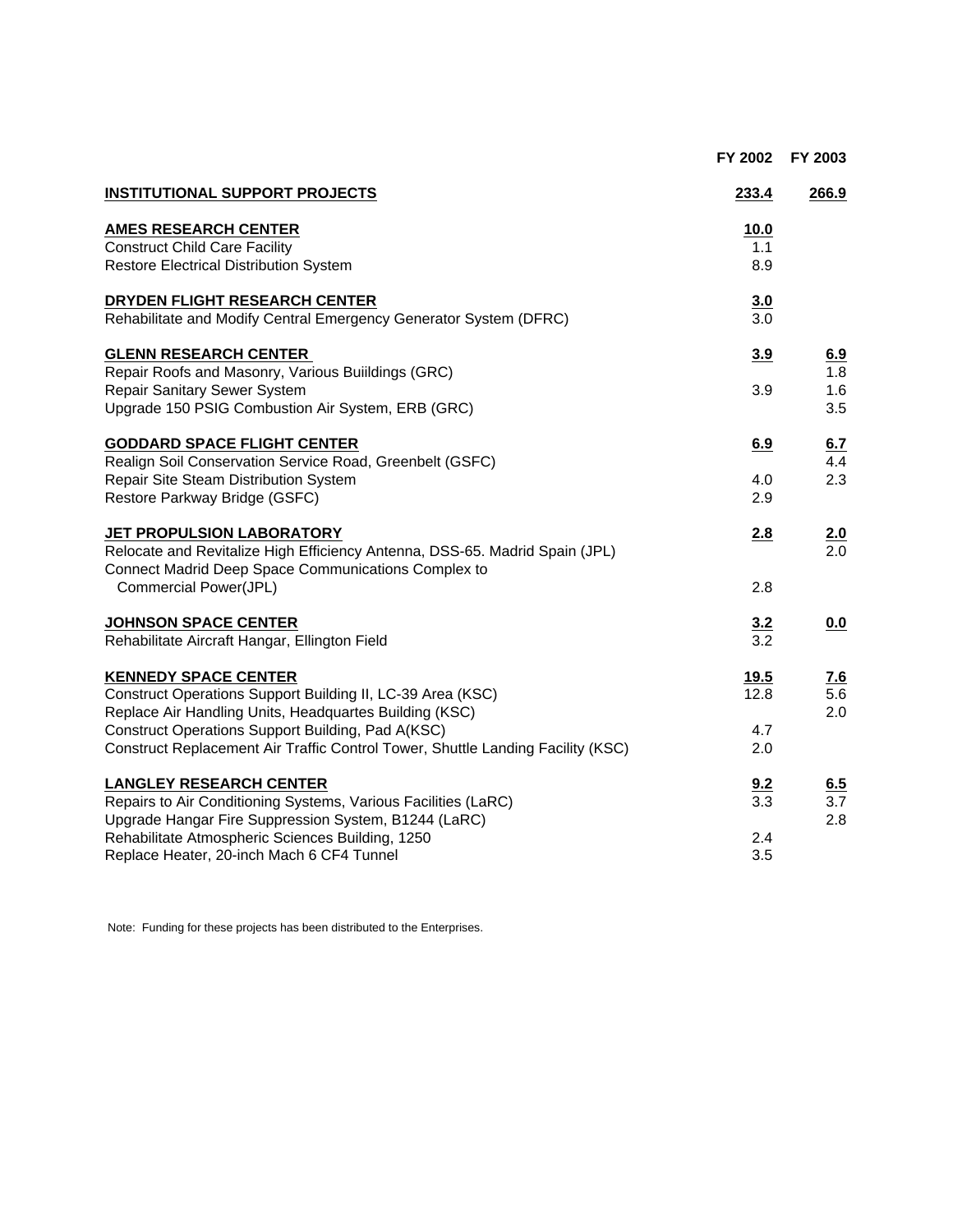| | FY 2002 | FY 2003 |
|---|---|---|
| **INSTITUTIONAL SUPPORT PROJECTS** | **233.4** | **266.9** |
| **AMES RESEARCH CENTER** | **10.0** | |
| Construct Child Care Facility | 1.1 | |
| Restore Electrical Distribution System | 8.9 | |
| **DRYDEN FLIGHT RESEARCH CENTER** | **3.0** | |
| Rehabilitate and Modify Central Emergency Generator System (DFRC) | 3.0 | |
| **GLENN RESEARCH CENTER** | **3.9** | **6.9** |
| Repair Roofs and Masonry, Various Buiildings (GRC) | | 1.8 |
| Repair Sanitary Sewer System | 3.9 | 1.6 |
| Upgrade 150 PSIG Combustion Air System, ERB (GRC) | | 3.5 |
| **GODDARD SPACE FLIGHT CENTER** | **6.9** | **6.7** |
| Realign Soil Conservation Service Road, Greenbelt (GSFC) | | 4.4 |
| Repair Site Steam Distribution System | 4.0 | 2.3 |
| Restore Parkway Bridge (GSFC) | 2.9 | |
| **JET PROPULSION LABORATORY** | **2.8** | **2.0** |
| Relocate and Revitalize High Efficiency Antenna, DSS-65. Madrid Spain (JPL) | | 2.0 |
| Connect Madrid Deep Space Communications Complex to Commercial Power(JPL) | 2.8 | |
| **JOHNSON SPACE CENTER** | **3.2** | **0.0** |
| Rehabilitate Aircraft Hangar, Ellington Field | 3.2 | |
| **KENNEDY SPACE CENTER** | **19.5** | **7.6** |
| Construct Operations Support Building II, LC-39 Area (KSC) | 12.8 | 5.6 |
| Replace Air Handling Units, Headquartes Building (KSC) | | 2.0 |
| Construct Operations Support Building, Pad A(KSC) | 4.7 | |
| Construct Replacement Air Traffic Control Tower, Shuttle Landing Facility (KSC) | 2.0 | |
| **LANGLEY RESEARCH CENTER** | **9.2** | **6.5** |
| Repairs to Air Conditioning Systems, Various Facilities (LaRC) | 3.3 | 3.7 |
| Upgrade Hangar Fire Suppression System, B1244 (LaRC) | | 2.8 |
| Rehabilitate Atmospheric Sciences Building, 1250 | 2.4 | |
| Replace Heater, 20-inch Mach 6 CF4 Tunnel | 3.5 | |

Note: Funding for these projects has been distributed to the Enterprises.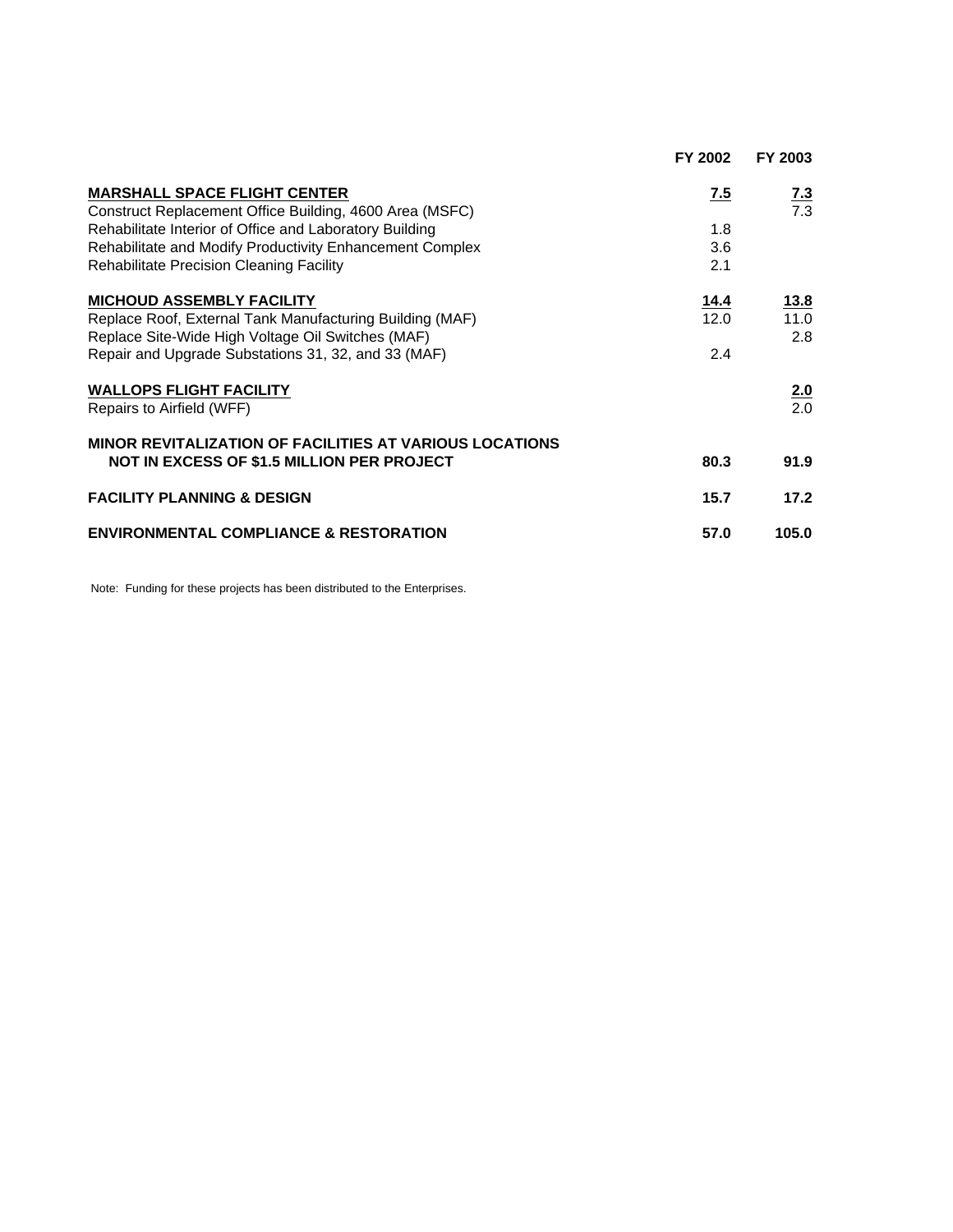| | FY 2002 | FY 2003 |
|---|---|---|
| **MARSHALL SPACE FLIGHT CENTER** | **7.5** | **7.3** |
| Construct Replacement Office Building, 4600 Area (MSFC) | | 7.3 |
| Rehabilitate Interior of Office and Laboratory Building | 1.8 | |
| Rehabilitate and Modify Productivity Enhancement Complex | 3.6 | |
| Rehabilitate Precision Cleaning Facility | 2.1 | |
| **MICHOUD ASSEMBLY FACILITY** | **14.4** | **13.8** |
| Replace Roof, External Tank Manufacturing Building (MAF) | 12.0 | 11.0 |
| Replace Site-Wide High Voltage Oil Switches (MAF) | | 2.8 |
| Repair and Upgrade Substations 31, 32, and 33 (MAF) | 2.4 | |
| **WALLOPS FLIGHT FACILITY** | | **2.0** |
| Repairs to Airfield (WFF) | | 2.0 |
| **MINOR REVITALIZATION OF FACILITIES AT VARIOUS LOCATIONS NOT IN EXCESS OF $1.5 MILLION PER PROJECT** | **80.3** | **91.9** |
| **FACILITY PLANNING & DESIGN** | **15.7** | **17.2** |
| **ENVIRONMENTAL COMPLIANCE & RESTORATION** | **57.0** | **105.0** |

Note: Funding for these projects has been distributed to the Enterprises.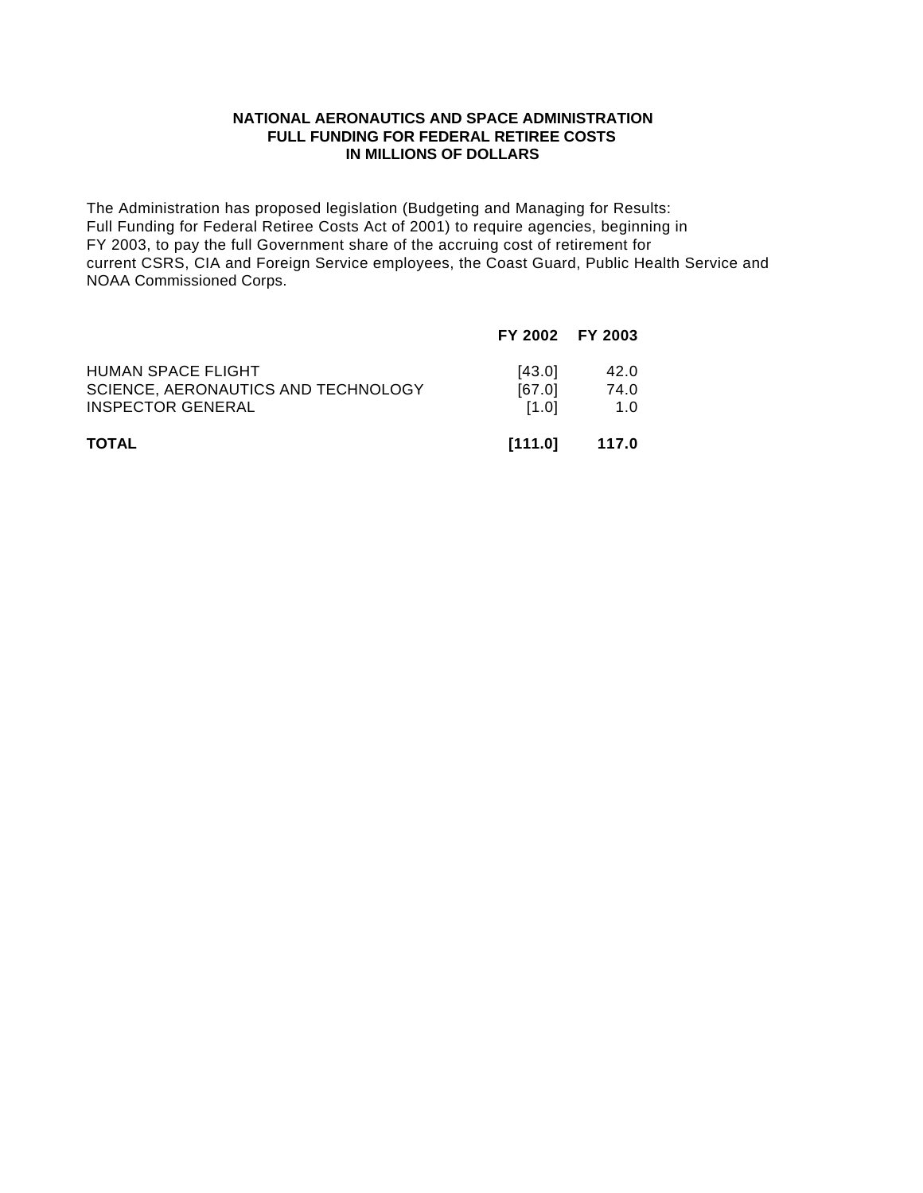**NATIONAL AERONAUTICS AND SPACE ADMINISTRATION**
**FULL FUNDING FOR FEDERAL RETIREE COSTS**
**IN MILLIONS OF DOLLARS**

The Administration has proposed legislation (Budgeting and Managing for Results: Full Funding for Federal Retiree Costs Act of 2001) to require agencies, beginning in FY 2003, to pay the full Government share of the accruing cost of retirement for current CSRS, CIA and Foreign Service employees, the Coast Guard, Public Health Service and NOAA Commissioned Corps.

| | FY 2002 | FY 2003 |
|---|---|---|
| HUMAN SPACE FLIGHT | [43.0] | 42.0 |
| SCIENCE, AERONAUTICS AND TECHNOLOGY | [67.0] | 74.0 |
| INSPECTOR GENERAL | [1.0] | 1.0 |
| **TOTAL** | **[111.0]** | **117.0** |